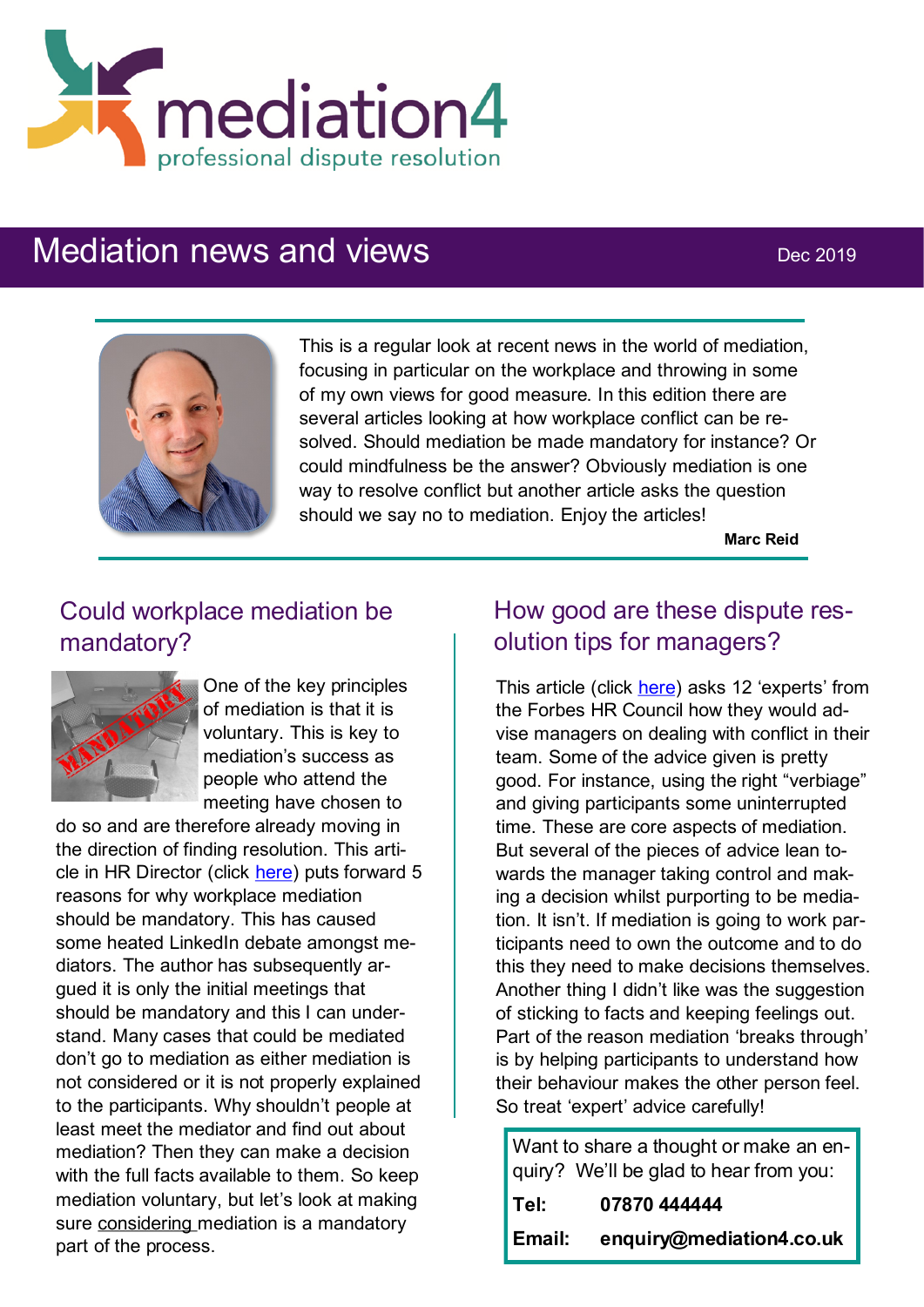mediation4

professional dispute resolution

# Mediation news and views

Dec 2019

This is a regular look at recent news in the world of mediation, focusing in particular on the workplace and throwing in some of my own views for good measure. In this edition there are several articles looking at how workplace conflict can be resolved. Should mediation be made mandatory for instance? Or could mindfulness be the answer? Obviously mediation is one way to resolve conflict but another article asks the question should we say no to mediation. Enjoy the articles!

**Marc Reid**

## Could workplace mediation be mandatory?

One of the key principles of mediation is that it is voluntary. This is key to mediation's success as people who attend the meeting have chosen to do so and are therefore already moving in the direction of finding resolution. This article in HR Director (click here) puts forward 5 reasons for why workplace mediation should be mandatory. This has caused some heated LinkedIn debate amongst mediators. The author has subsequently argued it is only the initial meetings that should be mandatory and this I can understand. Many cases that could be mediated don't go to mediation as either mediation is not considered or it is not properly explained to the participants. Why shouldn't people at least meet the mediator and find out about mediation? Then they can make a decision with the full facts available to them. So keep mediation voluntary, but let's look at making sure considering mediation is a mandatory part of the process.

## How good are these dispute resolution tips for managers?

This article (click here) asks 12 'experts' from the Forbes HR Council how they would advise managers on dealing with conflict in their team. Some of the advice given is pretty good. For instance, using the right "verbiage" and giving participants some uninterrupted time. These are core aspects of mediation. But several of the pieces of advice lean towards the manager taking control and making a decision whilst purporting to be mediation. It isn't. If mediation is going to work participants need to own the outcome and to do this they need to make decisions themselves. Another thing I didn't like was the suggestion of sticking to facts and keeping feelings out. Part of the reason mediation 'breaks through' is by helping participants to understand how their behaviour makes the other person feel. So treat 'expert' advice carefully!

Want to share a thought or make an enquiry? We'll be glad to hear from you:

**Tel:** **07870 444444**

**Email:** **enquiry@mediation4.co.uk**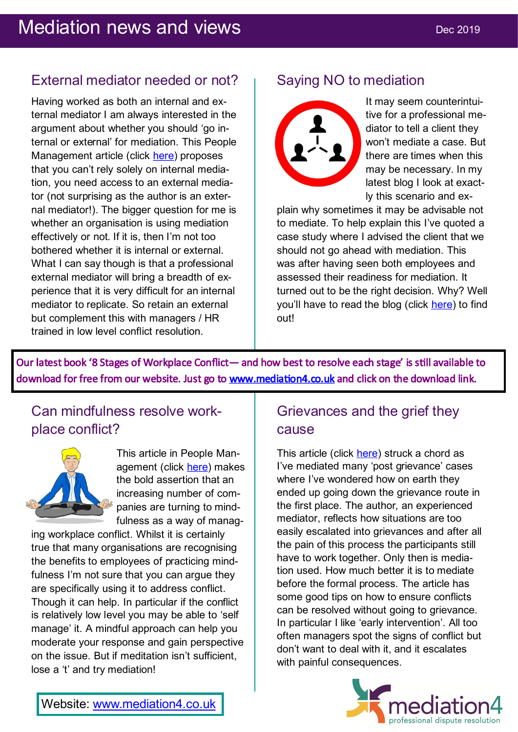# Mediation news and views

Dec 2019

## External mediator needed or not?

Having worked as both an internal and external mediator I am always interested in the argument about whether you should 'go internal or external' for mediation. This People Management article (click here) proposes that you can't rely solely on internal mediation, you need access to an external mediator (not surprising as the author is an external mediator!). The bigger question for me is whether an organisation is using mediation effectively or not. If it is, then I'm not too bothered whether it is internal or external. What I can say though is that a professional external mediator will bring a breadth of experience that it is very difficult for an internal mediator to replicate. So retain an external but complement this with managers / HR trained in low level conflict resolution.

## Saying NO to mediation

It may seem counterintuitive for a professional mediator to tell a client they won't mediate a case. But there are times when this may be necessary. In my latest blog I look at exactly this scenario and explain why sometimes it may be advisable not to mediate. To help explain this I've quoted a case study where I advised the client that we should not go ahead with mediation. This was after having seen both employees and assessed their readiness for mediation. It turned out to be the right decision. Why? Well you'll have to read the blog (click here) to find out!

Our latest book '8 Stages of Workplace Conflict— and how best to resolve each stage' is still available to download for free from our website. Just go to www.mediation4.co.uk and click on the download link.

## Can mindfulness resolve workplace conflict?

This article in People Management (click here) makes the bold assertion that an increasing number of companies are turning to mindfulness as a way of managing workplace conflict. Whilst it is certainly true that many organisations are recognising the benefits to employees of practicing mindfulness I'm not sure that you can argue they are specifically using it to address conflict. Though it can help. In particular if the conflict is relatively low level you may be able to 'self manage' it. A mindful approach can help you moderate your response and gain perspective on the issue. But if meditation isn't sufficient, lose a 't' and try mediation!

## Grievances and the grief they cause

This article (click here) struck a chord as I've mediated many 'post grievance' cases where I've wondered how on earth they ended up going down the grievance route in the first place. The author, an experienced mediator, reflects how situations are too easily escalated into grievances and after all the pain of this process the participants still have to work together. Only then is mediation used. How much better it is to mediate before the formal process. The article has some good tips on how to ensure conflicts can be resolved without going to grievance. In particular I like 'early intervention'. All too often managers spot the signs of conflict but don't want to deal with it, and it escalates with painful consequences.

Website: www.mediation4.co.uk

mediation4
professional dispute resolution